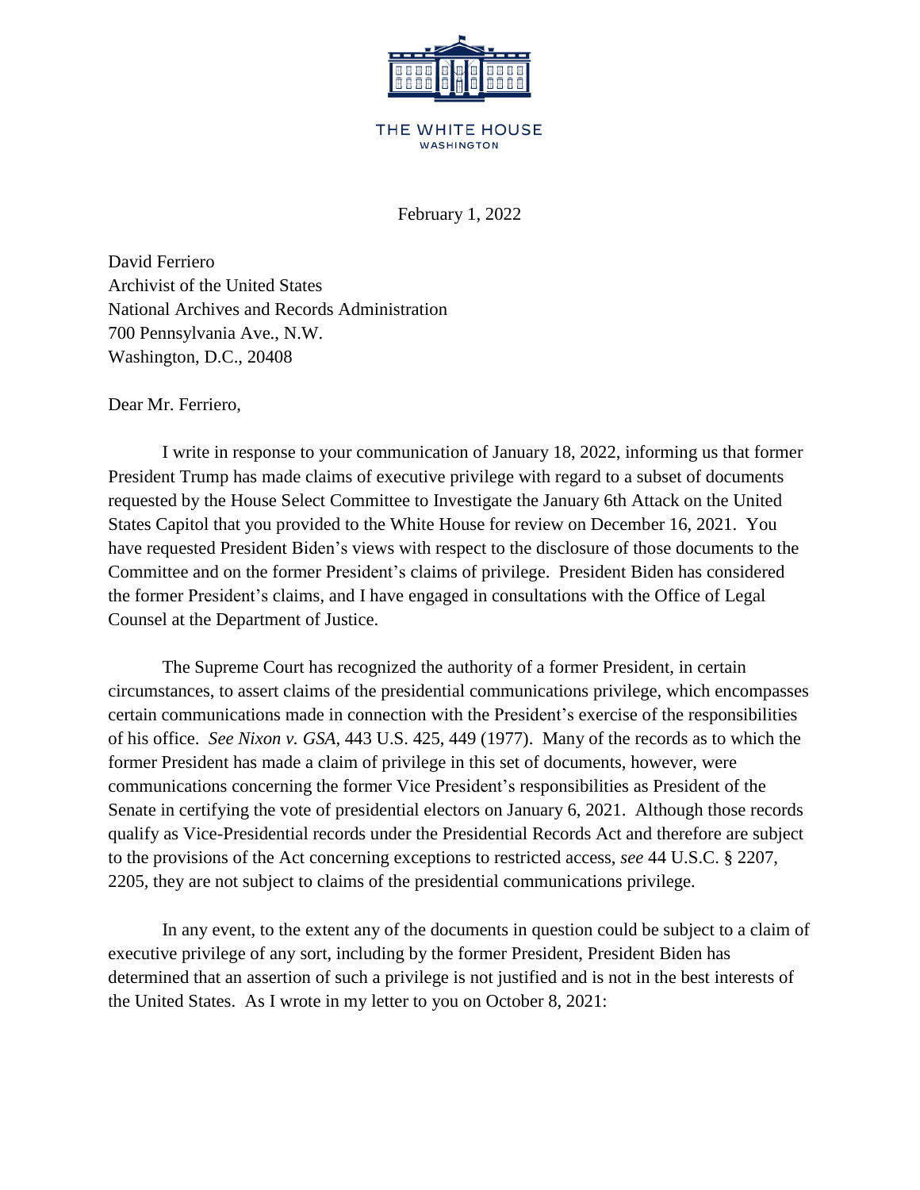THE WHITE HOUSE
WASHINGTON

February 1, 2022

David Ferriero
Archivist of the United States
National Archives and Records Administration
700 Pennsylvania Ave., N.W.
Washington, D.C., 20408

Dear Mr. Ferriero,

I write in response to your communication of January 18, 2022, informing us that former President Trump has made claims of executive privilege with regard to a subset of documents requested by the House Select Committee to Investigate the January 6th Attack on the United States Capitol that you provided to the White House for review on December 16, 2021. You have requested President Biden's views with respect to the disclosure of those documents to the Committee and on the former President's claims of privilege. President Biden has considered the former President's claims, and I have engaged in consultations with the Office of Legal Counsel at the Department of Justice.

The Supreme Court has recognized the authority of a former President, in certain circumstances, to assert claims of the presidential communications privilege, which encompasses certain communications made in connection with the President's exercise of the responsibilities of his office. *See Nixon v. GSA*, 443 U.S. 425, 449 (1977). Many of the records as to which the former President has made a claim of privilege in this set of documents, however, were communications concerning the former Vice President's responsibilities as President of the Senate in certifying the vote of presidential electors on January 6, 2021. Although those records qualify as Vice-Presidential records under the Presidential Records Act and therefore are subject to the provisions of the Act concerning exceptions to restricted access, *see* 44 U.S.C. § 2207, 2205, they are not subject to claims of the presidential communications privilege.

In any event, to the extent any of the documents in question could be subject to a claim of executive privilege of any sort, including by the former President, President Biden has determined that an assertion of such a privilege is not justified and is not in the best interests of the United States. As I wrote in my letter to you on October 8, 2021: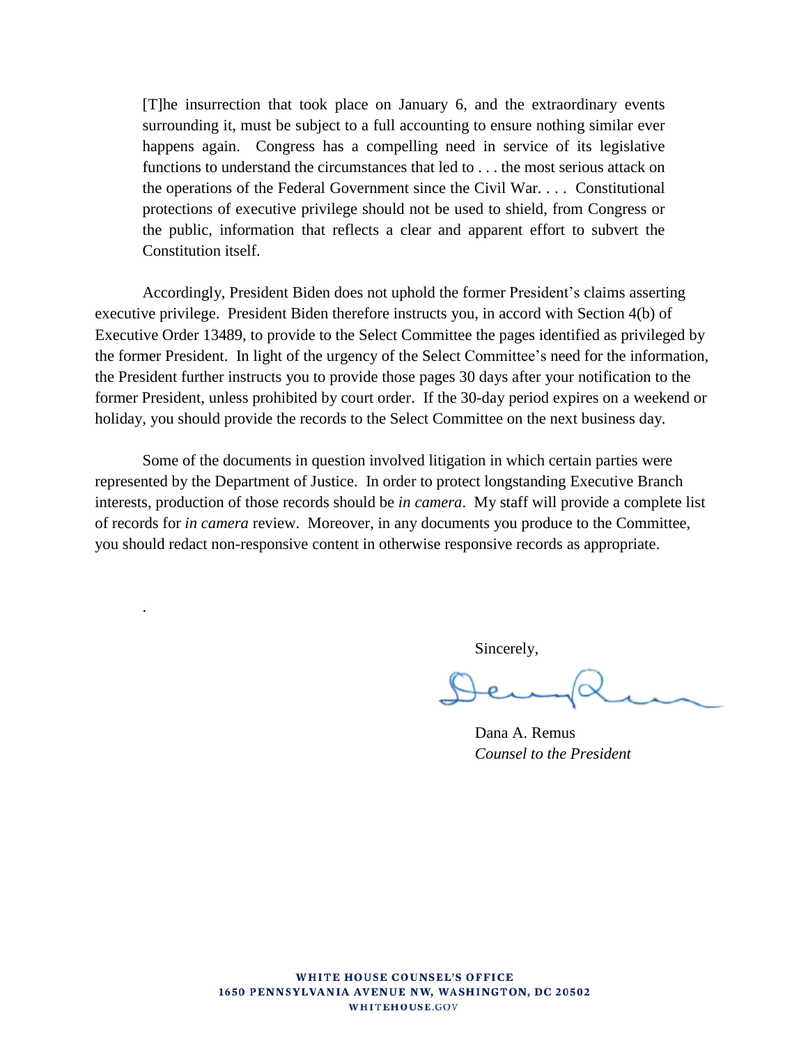> [T]he insurrection that took place on January 6, and the extraordinary events surrounding it, must be subject to a full accounting to ensure nothing similar ever happens again. Congress has a compelling need in service of its legislative functions to understand the circumstances that led to . . . the most serious attack on the operations of the Federal Government since the Civil War. . . . Constitutional protections of executive privilege should not be used to shield, from Congress or the public, information that reflects a clear and apparent effort to subvert the Constitution itself.

Accordingly, President Biden does not uphold the former President's claims asserting executive privilege. President Biden therefore instructs you, in accord with Section 4(b) of Executive Order 13489, to provide to the Select Committee the pages identified as privileged by the former President. In light of the urgency of the Select Committee's need for the information, the President further instructs you to provide those pages 30 days after your notification to the former President, unless prohibited by court order. If the 30-day period expires on a weekend or holiday, you should provide the records to the Select Committee on the next business day.

Some of the documents in question involved litigation in which certain parties were represented by the Department of Justice. In order to protect longstanding Executive Branch interests, production of those records should be *in camera*. My staff will provide a complete list of records for *in camera* review. Moreover, in any documents you produce to the Committee, you should redact non-responsive content in otherwise responsive records as appropriate.

Sincerely,

Dana A. Remus
*Counsel to the President*

**WHITE HOUSE COUNSEL'S OFFICE**
**1650 PENNSYLVANIA AVENUE NW, WASHINGTON, DC 20502**
**WHITEHOUSE.GOV**